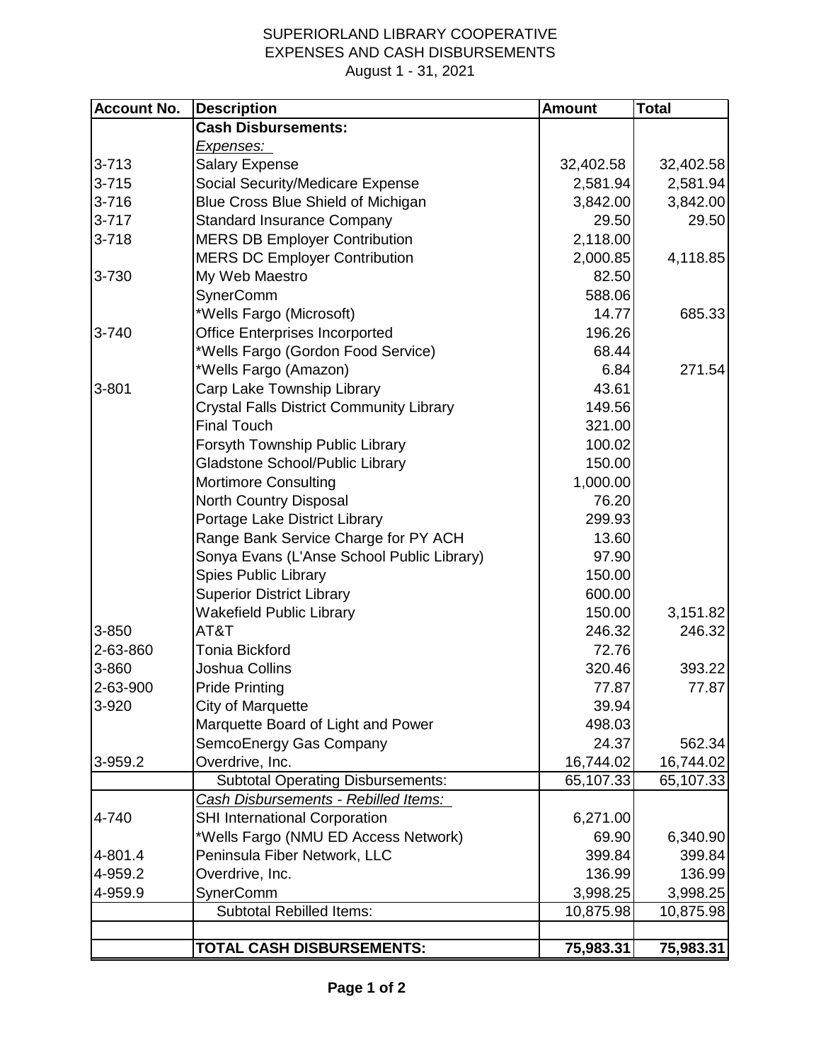# SUPERIORLAND LIBRARY COOPERATIVE
## EXPENSES AND CASH DISBURSEMENTS
### August 1 - 31, 2021

| Account No. | Description | Amount | Total |
|---|---|---|---|
| | **Cash Disbursements:** | | |
| | *Expenses:* | | |
| 3-713 | Salary Expense | 32,402.58 | 32,402.58 |
| 3-715 | Social Security/Medicare Expense | 2,581.94 | 2,581.94 |
| 3-716 | Blue Cross Blue Shield of Michigan | 3,842.00 | 3,842.00 |
| 3-717 | Standard Insurance Company | 29.50 | 29.50 |
| 3-718 | MERS DB Employer Contribution | 2,118.00 | |
| | MERS DC Employer Contribution | 2,000.85 | 4,118.85 |
| 3-730 | My Web Maestro | 82.50 | |
| | SynerComm | 588.06 | |
| | *Wells Fargo (Microsoft) | 14.77 | 685.33 |
| 3-740 | Office Enterprises Incorported | 196.26 | |
| | *Wells Fargo (Gordon Food Service) | 68.44 | |
| | *Wells Fargo (Amazon) | 6.84 | 271.54 |
| 3-801 | Carp Lake Township Library | 43.61 | |
| | Crystal Falls District Community Library | 149.56 | |
| | Final Touch | 321.00 | |
| | Forsyth Township Public Library | 100.02 | |
| | Gladstone School/Public Library | 150.00 | |
| | Mortimore Consulting | 1,000.00 | |
| | North Country Disposal | 76.20 | |
| | Portage Lake District Library | 299.93 | |
| | Range Bank Service Charge for PY ACH | 13.60 | |
| | Sonya Evans (L'Anse School Public Library) | 97.90 | |
| | Spies Public Library | 150.00 | |
| | Superior District Library | 600.00 | |
| | Wakefield Public Library | 150.00 | 3,151.82 |
| 3-850 | AT&T | 246.32 | 246.32 |
| 2-63-860 | Tonia Bickford | 72.76 | |
| 3-860 | Joshua Collins | 320.46 | 393.22 |
| 2-63-900 | Pride Printing | 77.87 | 77.87 |
| 3-920 | City of Marquette | 39.94 | |
| | Marquette Board of Light and Power | 498.03 | |
| | SemcoEnergy Gas Company | 24.37 | 562.34 |
| 3-959.2 | Overdrive, Inc. | 16,744.02 | 16,744.02 |
| | Subtotal Operating Disbursements: | 65,107.33 | 65,107.33 |
| | *Cash Disbursements - Rebilled Items:* | | |
| 4-740 | SHI International Corporation | 6,271.00 | |
| | *Wells Fargo (NMU ED Access Network) | 69.90 | 6,340.90 |
| 4-801.4 | Peninsula Fiber Network, LLC | 399.84 | 399.84 |
| 4-959.2 | Overdrive, Inc. | 136.99 | 136.99 |
| 4-959.9 | SynerComm | 3,998.25 | 3,998.25 |
| | Subtotal Rebilled Items: | 10,875.98 | 10,875.98 |
| | | | |
| | **TOTAL CASH DISBURSEMENTS:** | **75,983.31** | **75,983.31** |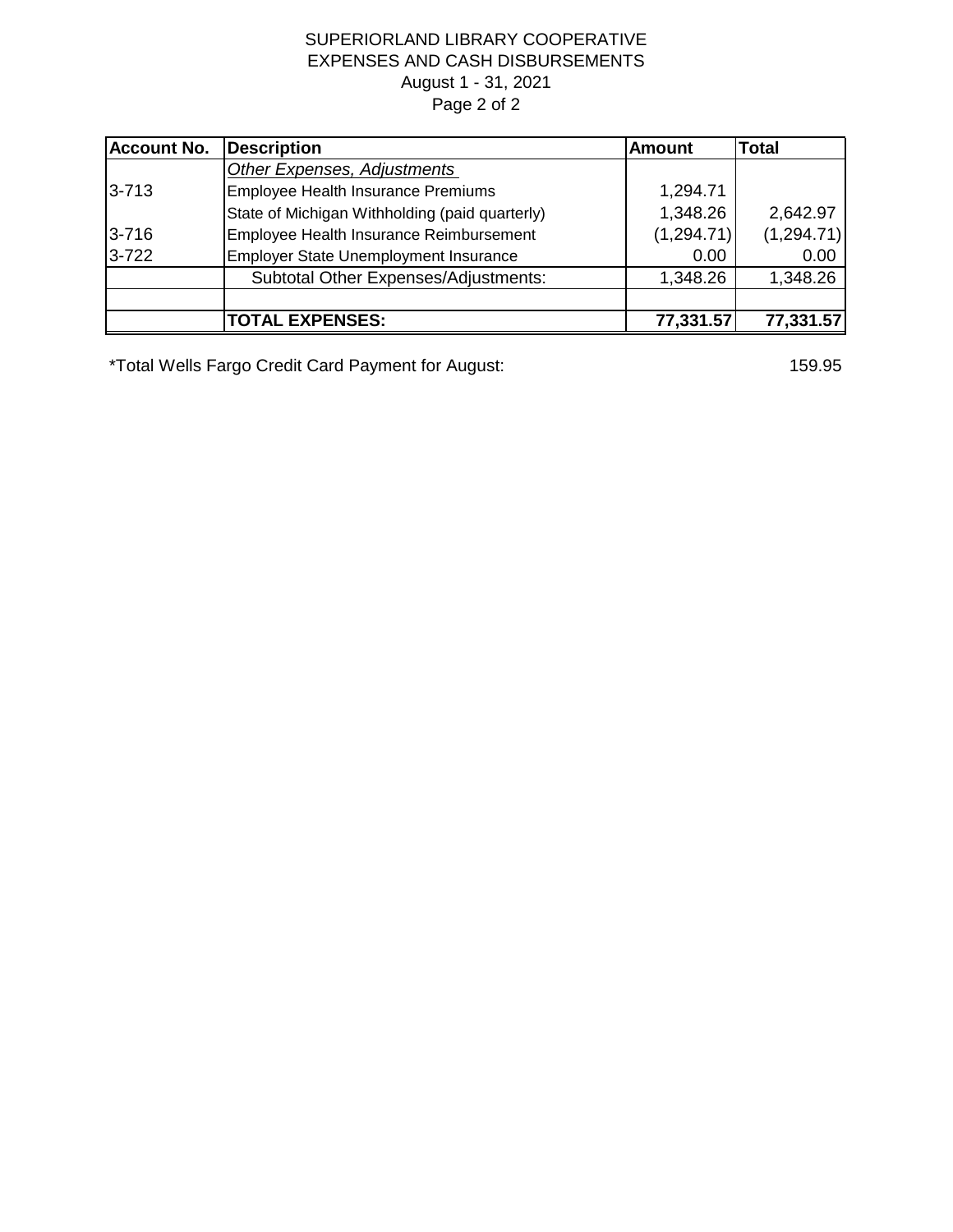# SUPERIORLAND LIBRARY COOPERATIVE
## EXPENSES AND CASH DISBURSEMENTS
### August 1 - 31, 2021

| Account No. | Description | Amount | Total |
|---|---|---|---|
| | *Other Expenses, Adjustments* | | |
| 3-713 | Employee Health Insurance Premiums | 1,294.71 | |
| | State of Michigan Withholding (paid quarterly) | 1,348.26 | 2,642.97 |
| 3-716 | Employee Health Insurance Reimbursement | (1,294.71) | (1,294.71) |
| 3-722 | Employer State Unemployment Insurance | 0.00 | 0.00 |
| | Subtotal Other Expenses/Adjustments: | 1,348.26 | 1,348.26 |
| | | | |
| | **TOTAL EXPENSES:** | **77,331.57** | **77,331.57** |

*Total Wells Fargo Credit Card Payment for August: 159.95